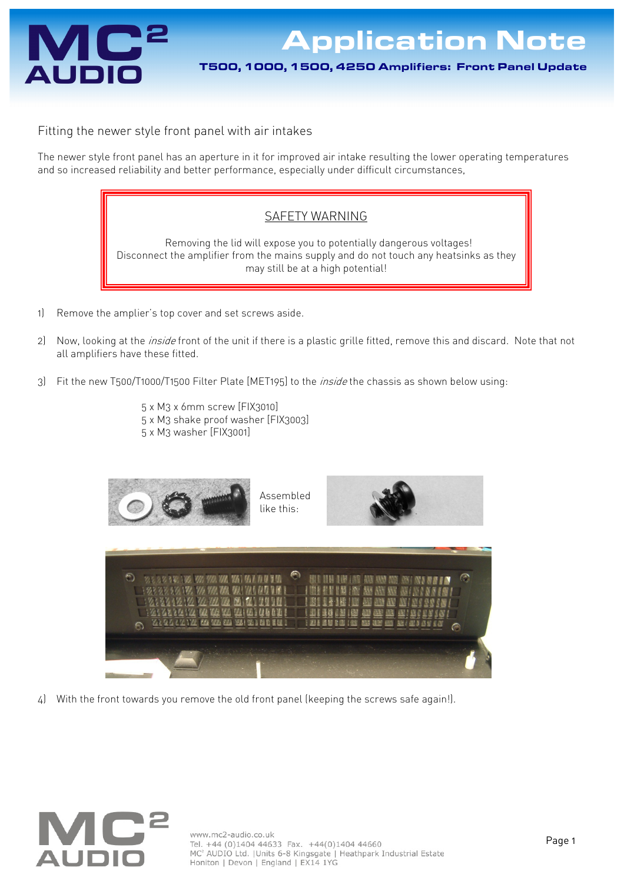# Application Note

## T500, 1000, 1500, 4250 Amplifiers: Front Panel Update

### Fitting the newer style front panel with air intakes

The newer style front panel has an aperture in it for improved air intake resulting the lower operating temperatures and so increased reliability and better performance, especially under difficult circumstances,

> SAFETY WARNING
>
> Removing the lid will expose you to potentially dangerous voltages!
> Disconnect the amplifier from the mains supply and do not touch any heatsinks as they may still be at a high potential!

1) Remove the amplier's top cover and set screws aside.

2) Now, looking at the *inside* front of the unit if there is a plastic grille fitted, remove this and discard. Note that not all amplifiers have these fitted.

3) Fit the new T500/T1000/T1500 Filter Plate [MET195] to the *inside* the chassis as shown below using:

   5 x M3 x 6mm screw [FIX3010]
   5 x M3 shake proof washer [FIX3003]
   5 x M3 washer [FIX3001]

   Assembled like this:

4) With the front towards you remove the old front panel (keeping the screws safe again!).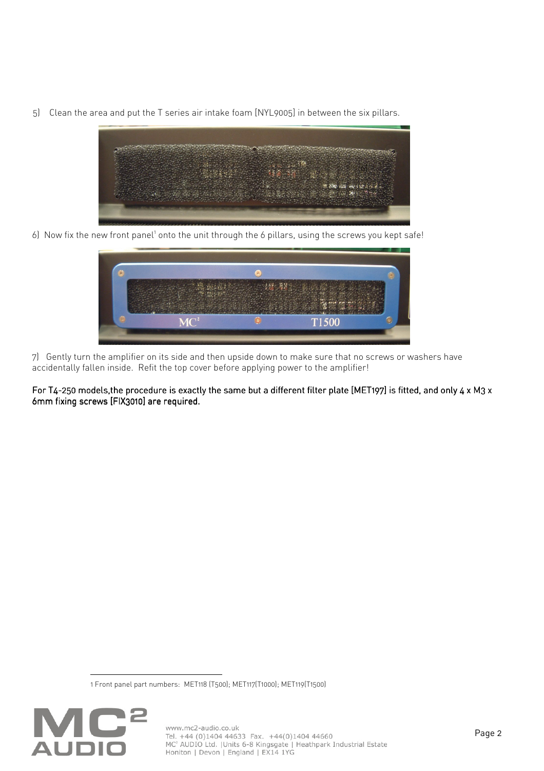5) Clean the area and put the T series air intake foam [NYL9005] in between the six pillars.

6) Now fix the new front panel[1] onto the unit through the 6 pillars, using the screws you kept safe!

7) Gently turn the amplifier on its side and then upside down to make sure that no screws or washers have accidentally fallen inside. Refit the top cover before applying power to the amplifier!

**For T4-250 models,the procedure is exactly the same but a different filter plate [MET197] is fitted, and only 4 x M3 x 6mm fixing screws [FIX3010] are required.**

---

1 Front panel part numbers: MET118 (T500); MET117(T1000); MET119(T1500)

www.mc2-audio.co.uk
Tel. +44 (0)1404 44633 Fax. +44(0)1404 44660
MC² AUDIO Ltd. |Units 6-8 Kingsgate | Heathpark Industrial Estate
Honiton | Devon | England | EX14 1YG